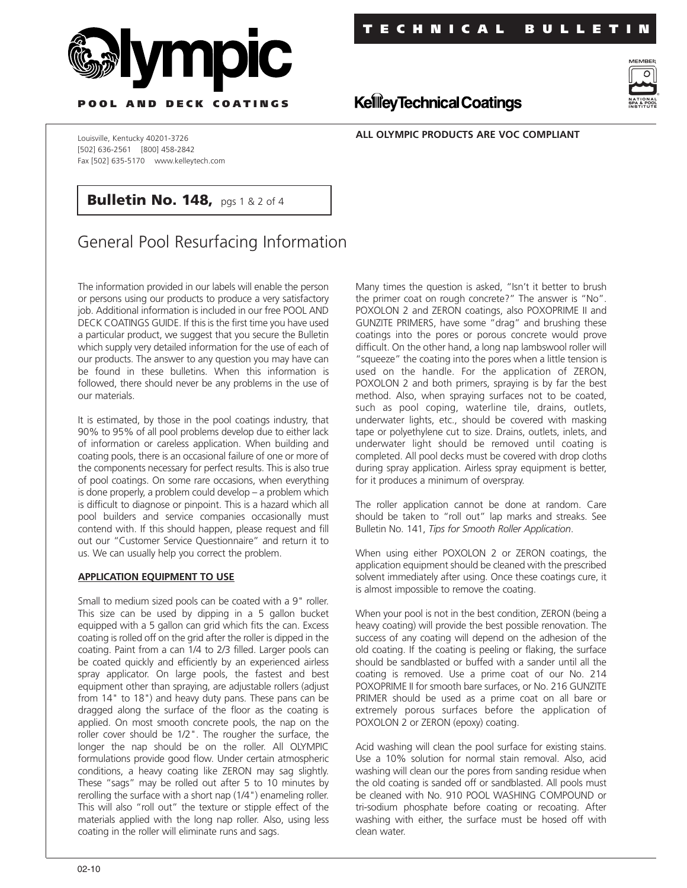# Olympic

**POOL AND DECK COATINGS**

**TECHNICAL BULLETIN**

KelleyTechnicalCoatings

MEMBER NATIONAL SPA & POOL INSTITUTE

Louisville, Kentucky 40201-3726
[502] 636-2561 [800] 458-2842
Fax [502] 635-5170 www.kelleytech.com

**ALL OLYMPIC PRODUCTS ARE VOC COMPLIANT**

**Bulletin No. 148,** pgs 1 & 2 of 4

## General Pool Resurfacing Information

The information provided in our labels will enable the person or persons using our products to produce a very satisfactory job. Additional information is included in our free POOL AND DECK COATINGS GUIDE. If this is the first time you have used a particular product, we suggest that you secure the Bulletin which supply very detailed information for the use of each of our products. The answer to any question you may have can be found in these bulletins. When this information is followed, there should never be any problems in the use of our materials.

It is estimated, by those in the pool coatings industry, that 90% to 95% of all pool problems develop due to either lack of information or careless application. When building and coating pools, there is an occasional failure of one or more of the components necessary for perfect results. This is also true of pool coatings. On some rare occasions, when everything is done properly, a problem could develop – a problem which is difficult to diagnose or pinpoint. This is a hazard which all pool builders and service companies occasionally must contend with. If this should happen, please request and fill out our "Customer Service Questionnaire" and return it to us. We can usually help you correct the problem.

### APPLICATION EQUIPMENT TO USE

Small to medium sized pools can be coated with a 9" roller. This size can be used by dipping in a 5 gallon bucket equipped with a 5 gallon can grid which fits the can. Excess coating is rolled off on the grid after the roller is dipped in the coating. Paint from a can 1/4 to 2/3 filled. Larger pools can be coated quickly and efficiently by an experienced airless spray applicator. On large pools, the fastest and best equipment other than spraying, are adjustable rollers (adjust from 14" to 18") and heavy duty pans. These pans can be dragged along the surface of the floor as the coating is applied. On most smooth concrete pools, the nap on the roller cover should be 1/2". The rougher the surface, the longer the nap should be on the roller. All OLYMPIC formulations provide good flow. Under certain atmospheric conditions, a heavy coating like ZERON may sag slightly. These "sags" may be rolled out after 5 to 10 minutes by rerolling the surface with a short nap (1/4") enameling roller. This will also "roll out" the texture or stipple effect of the materials applied with the long nap roller. Also, using less coating in the roller will eliminate runs and sags.

Many times the question is asked, "Isn't it better to brush the primer coat on rough concrete?" The answer is "No". POXOLON 2 and ZERON coatings, also POXOPRIME II and GUNZITE PRIMERS, have some "drag" and brushing these coatings into the pores or porous concrete would prove difficult. On the other hand, a long nap lambswool roller will "squeeze" the coating into the pores when a little tension is used on the handle. For the application of ZERON, POXOLON 2 and both primers, spraying is by far the best method. Also, when spraying surfaces not to be coated, such as pool coping, waterline tile, drains, outlets, underwater lights, etc., should be covered with masking tape or polyethylene cut to size. Drains, outlets, inlets, and underwater light should be removed until coating is completed. All pool decks must be covered with drop cloths during spray application. Airless spray equipment is better, for it produces a minimum of overspray.

The roller application cannot be done at random. Care should be taken to "roll out" lap marks and streaks. See Bulletin No. 141, *Tips for Smooth Roller Application*.

When using either POXOLON 2 or ZERON coatings, the application equipment should be cleaned with the prescribed solvent immediately after using. Once these coatings cure, it is almost impossible to remove the coating.

When your pool is not in the best condition, ZERON (being a heavy coating) will provide the best possible renovation. The success of any coating will depend on the adhesion of the old coating. If the coating is peeling or flaking, the surface should be sandblasted or buffed with a sander until all the coating is removed. Use a prime coat of our No. 214 POXOPRIME II for smooth bare surfaces, or No. 216 GUNZITE PRIMER should be used as a prime coat on all bare or extremely porous surfaces before the application of POXOLON 2 or ZERON (epoxy) coating.

Acid washing will clean the pool surface for existing stains. Use a 10% solution for normal stain removal. Also, acid washing will clean our the pores from sanding residue when the old coating is sanded off or sandblasted. All pools must be cleaned with No. 910 POOL WASHING COMPOUND or tri-sodium phosphate before coating or recoating. After washing with either, the surface must be hosed off with clean water.

02-10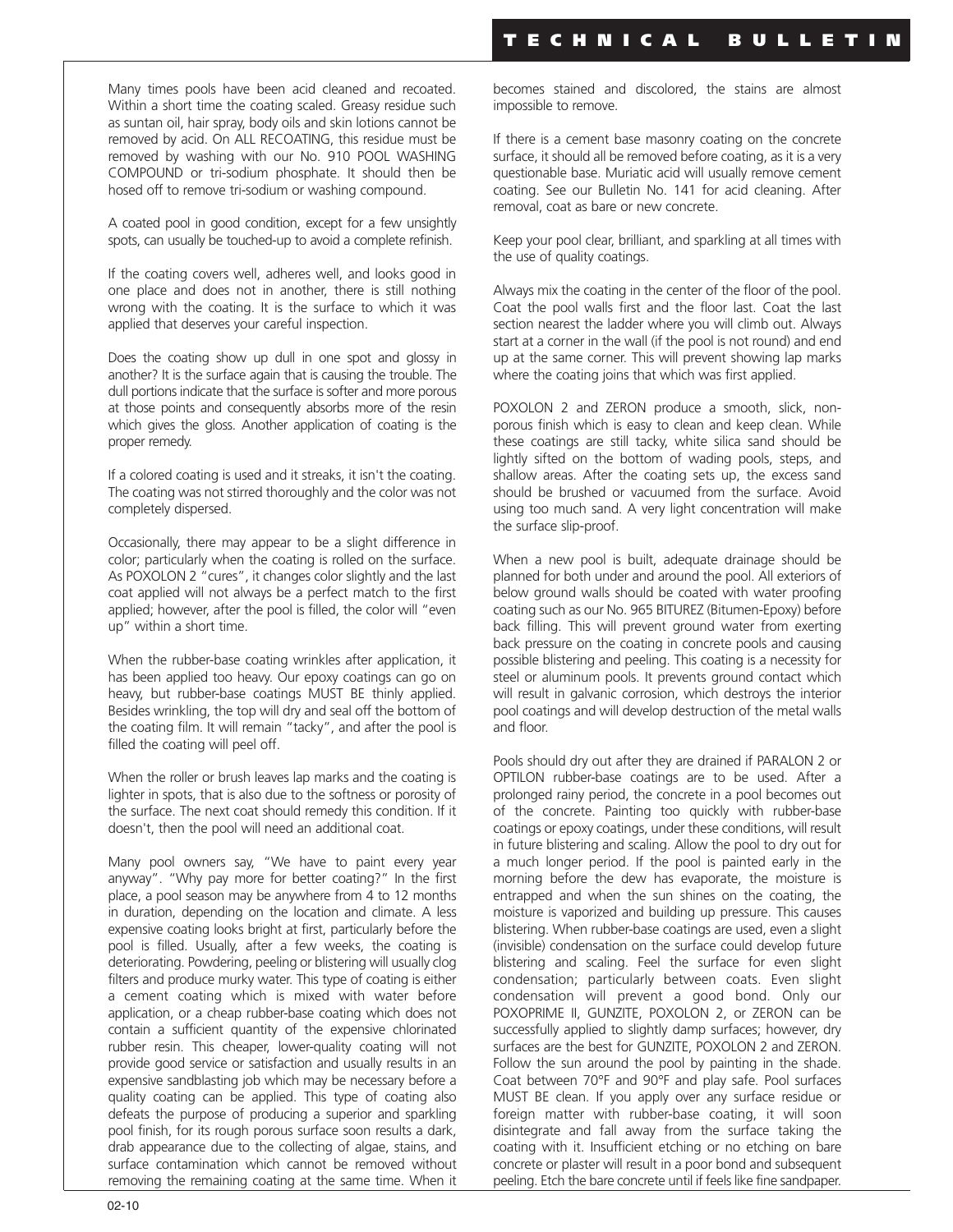Many times pools have been acid cleaned and recoated. Within a short time the coating scaled. Greasy residue such as suntan oil, hair spray, body oils and skin lotions cannot be removed by acid. On ALL RECOATING, this residue must be removed by washing with our No. 910 POOL WASHING COMPOUND or tri-sodium phosphate. It should then be hosed off to remove tri-sodium or washing compound.

A coated pool in good condition, except for a few unsightly spots, can usually be touched-up to avoid a complete refinish.

If the coating covers well, adheres well, and looks good in one place and does not in another, there is still nothing wrong with the coating. It is the surface to which it was applied that deserves your careful inspection.

Does the coating show up dull in one spot and glossy in another? It is the surface again that is causing the trouble. The dull portions indicate that the surface is softer and more porous at those points and consequently absorbs more of the resin which gives the gloss. Another application of coating is the proper remedy.

If a colored coating is used and it streaks, it isn't the coating. The coating was not stirred thoroughly and the color was not completely dispersed.

Occasionally, there may appear to be a slight difference in color; particularly when the coating is rolled on the surface. As POXOLON 2 "cures", it changes color slightly and the last coat applied will not always be a perfect match to the first applied; however, after the pool is filled, the color will "even up" within a short time.

When the rubber-base coating wrinkles after application, it has been applied too heavy. Our epoxy coatings can go on heavy, but rubber-base coatings MUST BE thinly applied. Besides wrinkling, the top will dry and seal off the bottom of the coating film. It will remain "tacky", and after the pool is filled the coating will peel off.

When the roller or brush leaves lap marks and the coating is lighter in spots, that is also due to the softness or porosity of the surface. The next coat should remedy this condition. If it doesn't, then the pool will need an additional coat.

Many pool owners say, "We have to paint every year anyway". "Why pay more for better coating?" In the first place, a pool season may be anywhere from 4 to 12 months in duration, depending on the location and climate. A less expensive coating looks bright at first, particularly before the pool is filled. Usually, after a few weeks, the coating is deteriorating. Powdering, peeling or blistering will usually clog filters and produce murky water. This type of coating is either a cement coating which is mixed with water before application, or a cheap rubber-base coating which does not contain a sufficient quantity of the expensive chlorinated rubber resin. This cheaper, lower-quality coating will not provide good service or satisfaction and usually results in an expensive sandblasting job which may be necessary before a quality coating can be applied. This type of coating also defeats the purpose of producing a superior and sparkling pool finish, for its rough porous surface soon results a dark, drab appearance due to the collecting of algae, stains, and surface contamination which cannot be removed without removing the remaining coating at the same time. When it becomes stained and discolored, the stains are almost impossible to remove.

If there is a cement base masonry coating on the concrete surface, it should all be removed before coating, as it is a very questionable base. Muriatic acid will usually remove cement coating. See our Bulletin No. 141 for acid cleaning. After removal, coat as bare or new concrete.

Keep your pool clear, brilliant, and sparkling at all times with the use of quality coatings.

Always mix the coating in the center of the floor of the pool. Coat the pool walls first and the floor last. Coat the last section nearest the ladder where you will climb out. Always start at a corner in the wall (if the pool is not round) and end up at the same corner. This will prevent showing lap marks where the coating joins that which was first applied.

POXOLON 2 and ZERON produce a smooth, slick, non-porous finish which is easy to clean and keep clean. While these coatings are still tacky, white silica sand should be lightly sifted on the bottom of wading pools, steps, and shallow areas. After the coating sets up, the excess sand should be brushed or vacuumed from the surface. Avoid using too much sand. A very light concentration will make the surface slip-proof.

When a new pool is built, adequate drainage should be planned for both under and around the pool. All exteriors of below ground walls should be coated with water proofing coating such as our No. 965 BITUREZ (Bitumen-Epoxy) before back filling. This will prevent ground water from exerting back pressure on the coating in concrete pools and causing possible blistering and peeling. This coating is a necessity for steel or aluminum pools. It prevents ground contact which will result in galvanic corrosion, which destroys the interior pool coatings and will develop destruction of the metal walls and floor.

Pools should dry out after they are drained if PARALON 2 or OPTILON rubber-base coatings are to be used. After a prolonged rainy period, the concrete in a pool becomes out of the concrete. Painting too quickly with rubber-base coatings or epoxy coatings, under these conditions, will result in future blistering and scaling. Allow the pool to dry out for a much longer period. If the pool is painted early in the morning before the dew has evaporate, the moisture is entrapped and when the sun shines on the coating, the moisture is vaporized and building up pressure. This causes blistering. When rubber-base coatings are used, even a slight (invisible) condensation on the surface could develop future blistering and scaling. Feel the surface for even slight condensation; particularly between coats. Even slight condensation will prevent a good bond. Only our POXOPRIME II, GUNZITE, POXOLON 2, or ZERON can be successfully applied to slightly damp surfaces; however, dry surfaces are the best for GUNZITE, POXOLON 2 and ZERON. Follow the sun around the pool by painting in the shade. Coat between 70°F and 90°F and play safe. Pool surfaces MUST BE clean. If you apply over any surface residue or foreign matter with rubber-base coating, it will soon disintegrate and fall away from the surface taking the coating with it. Insufficient etching or no etching on bare concrete or plaster will result in a poor bond and subsequent peeling. Etch the bare concrete until if feels like fine sandpaper.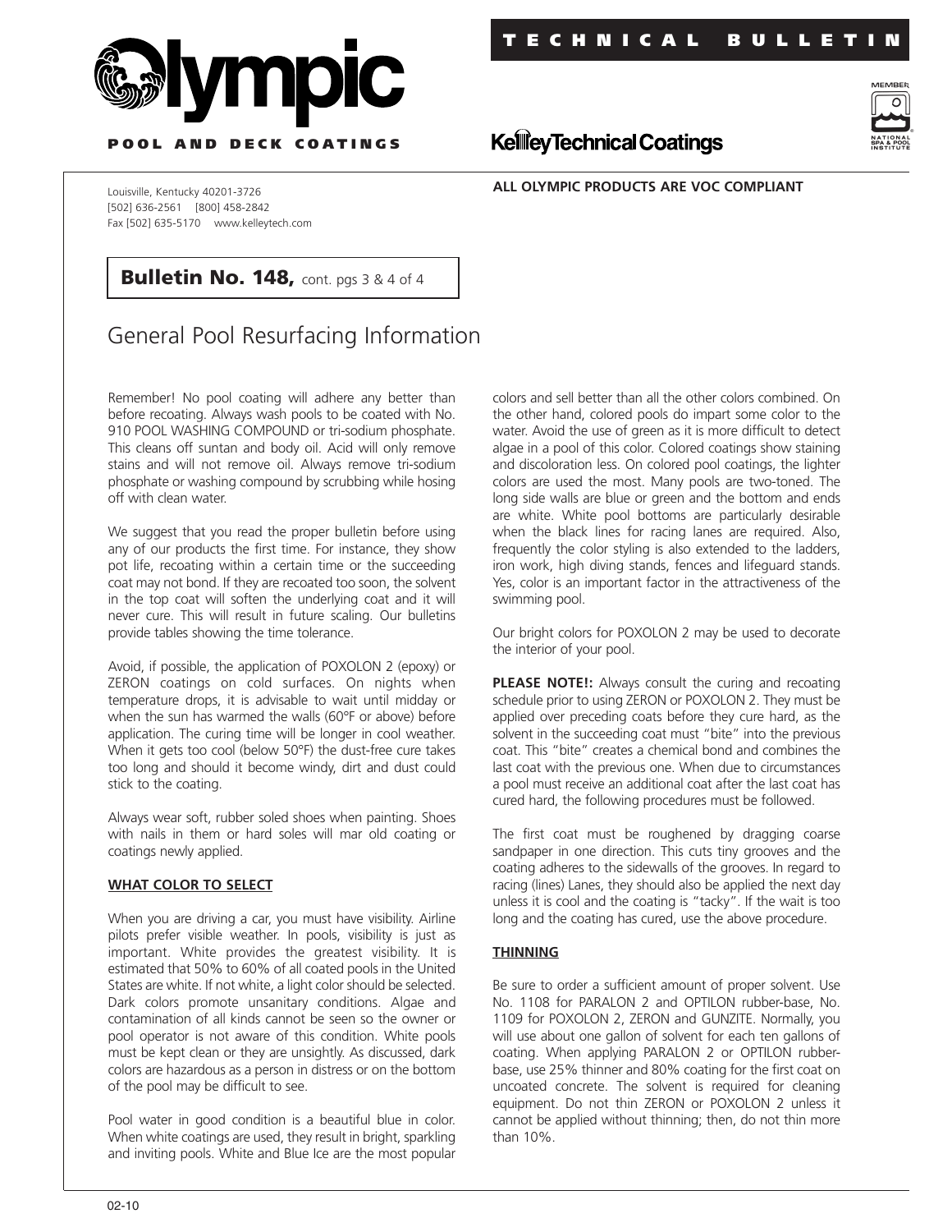**TECHNICAL BULLETIN**

# Olympic

**POOL AND DECK COATINGS**

**Kelley Technical Coatings**

Louisville, Kentucky 40201-3726
[502] 636-2561 [800] 458-2842
Fax [502] 635-5170 www.kelleytech.com

**ALL OLYMPIC PRODUCTS ARE VOC COMPLIANT**

**Bulletin No. 148,** cont. pgs 3 & 4 of 4

# General Pool Resurfacing Information

Remember! No pool coating will adhere any better than before recoating. Always wash pools to be coated with No. 910 POOL WASHING COMPOUND or tri-sodium phosphate. This cleans off suntan and body oil. Acid will only remove stains and will not remove oil. Always remove tri-sodium phosphate or washing compound by scrubbing while hosing off with clean water.

We suggest that you read the proper bulletin before using any of our products the first time. For instance, they show pot life, recoating within a certain time or the succeeding coat may not bond. If they are recoated too soon, the solvent in the top coat will soften the underlying coat and it will never cure. This will result in future scaling. Our bulletins provide tables showing the time tolerance.

Avoid, if possible, the application of POXOLON 2 (epoxy) or ZERON coatings on cold surfaces. On nights when temperature drops, it is advisable to wait until midday or when the sun has warmed the walls (60°F or above) before application. The curing time will be longer in cool weather. When it gets too cool (below 50°F) the dust-free cure takes too long and should it become windy, dirt and dust could stick to the coating.

Always wear soft, rubber soled shoes when painting. Shoes with nails in them or hard soles will mar old coating or coatings newly applied.

## WHAT COLOR TO SELECT

When you are driving a car, you must have visibility. Airline pilots prefer visible weather. In pools, visibility is just as important. White provides the greatest visibility. It is estimated that 50% to 60% of all coated pools in the United States are white. If not white, a light color should be selected. Dark colors promote unsanitary conditions. Algae and contamination of all kinds cannot be seen so the owner or pool operator is not aware of this condition. White pools must be kept clean or they are unsightly. As discussed, dark colors are hazardous as a person in distress or on the bottom of the pool may be difficult to see.

Pool water in good condition is a beautiful blue in color. When white coatings are used, they result in bright, sparkling and inviting pools. White and Blue Ice are the most popular colors and sell better than all the other colors combined. On the other hand, colored pools do impart some color to the water. Avoid the use of green as it is more difficult to detect algae in a pool of this color. Colored coatings show staining and discoloration less. On colored pool coatings, the lighter colors are used the most. Many pools are two-toned. The long side walls are blue or green and the bottom and ends are white. White pool bottoms are particularly desirable when the black lines for racing lanes are required. Also, frequently the color styling is also extended to the ladders, iron work, high diving stands, fences and lifeguard stands. Yes, color is an important factor in the attractiveness of the swimming pool.

Our bright colors for POXOLON 2 may be used to decorate the interior of your pool.

**PLEASE NOTE!:** Always consult the curing and recoating schedule prior to using ZERON or POXOLON 2. They must be applied over preceding coats before they cure hard, as the solvent in the succeeding coat must "bite" into the previous coat. This "bite" creates a chemical bond and combines the last coat with the previous one. When due to circumstances a pool must receive an additional coat after the last coat has cured hard, the following procedures must be followed.

The first coat must be roughened by dragging coarse sandpaper in one direction. This cuts tiny grooves and the coating adheres to the sidewalls of the grooves. In regard to racing (lines) Lanes, they should also be applied the next day unless it is cool and the coating is "tacky". If the wait is too long and the coating has cured, use the above procedure.

## THINNING

Be sure to order a sufficient amount of proper solvent. Use No. 1108 for PARALON 2 and OPTILON rubber-base, No. 1109 for POXOLON 2, ZERON and GUNZITE. Normally, you will use about one gallon of solvent for each ten gallons of coating. When applying PARALON 2 or OPTILON rubber-base, use 25% thinner and 80% coating for the first coat on uncoated concrete. The solvent is required for cleaning equipment. Do not thin ZERON or POXOLON 2 unless it cannot be applied without thinning; then, do not thin more than 10%.

02-10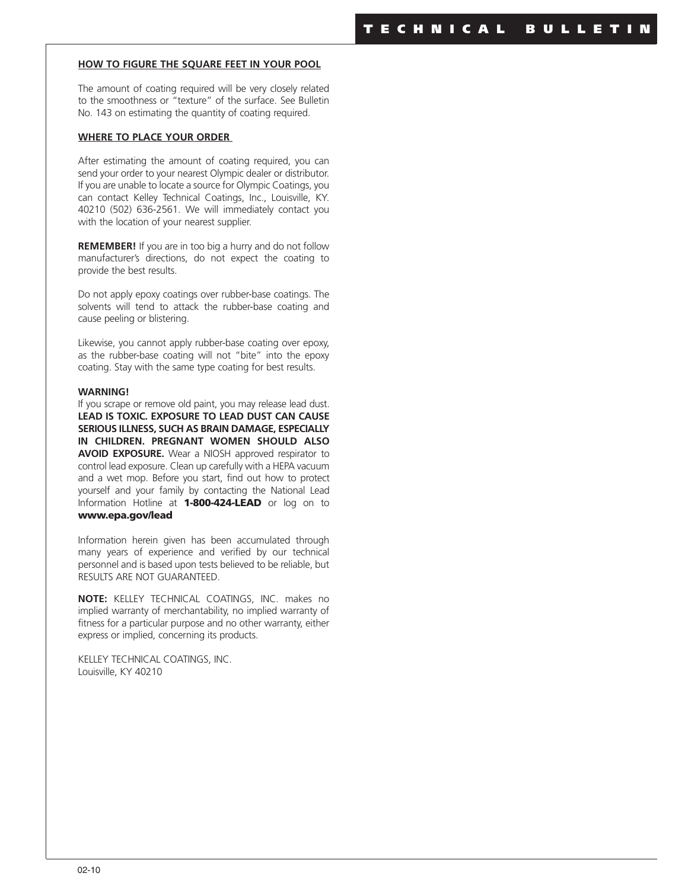**HOW TO FIGURE THE SQUARE FEET IN YOUR POOL**

The amount of coating required will be very closely related to the smoothness or "texture" of the surface. See Bulletin No. 143 on estimating the quantity of coating required.

**WHERE TO PLACE YOUR ORDER**

After estimating the amount of coating required, you can send your order to your nearest Olympic dealer or distributor. If you are unable to locate a source for Olympic Coatings, you can contact Kelley Technical Coatings, Inc., Louisville, KY. 40210 (502) 636-2561. We will immediately contact you with the location of your nearest supplier.

**REMEMBER!** If you are in too big a hurry and do not follow manufacturer's directions, do not expect the coating to provide the best results.

Do not apply epoxy coatings over rubber-base coatings. The solvents will tend to attack the rubber-base coating and cause peeling or blistering.

Likewise, you cannot apply rubber-base coating over epoxy, as the rubber-base coating will not "bite" into the epoxy coating. Stay with the same type coating for best results.

**WARNING!**
If you scrape or remove old paint, you may release lead dust. **LEAD IS TOXIC. EXPOSURE TO LEAD DUST CAN CAUSE SERIOUS ILLNESS, SUCH AS BRAIN DAMAGE, ESPECIALLY IN CHILDREN. PREGNANT WOMEN SHOULD ALSO AVOID EXPOSURE.** Wear a NIOSH approved respirator to control lead exposure. Clean up carefully with a HEPA vacuum and a wet mop. Before you start, find out how to protect yourself and your family by contacting the National Lead Information Hotline at **1-800-424-LEAD** or log on to **www.epa.gov/lead**

Information herein given has been accumulated through many years of experience and verified by our technical personnel and is based upon tests believed to be reliable, but RESULTS ARE NOT GUARANTEED.

**NOTE:** KELLEY TECHNICAL COATINGS, INC. makes no implied warranty of merchantability, no implied warranty of fitness for a particular purpose and no other warranty, either express or implied, concerning its products.

KELLEY TECHNICAL COATINGS, INC.
Louisville, KY 40210

02-10